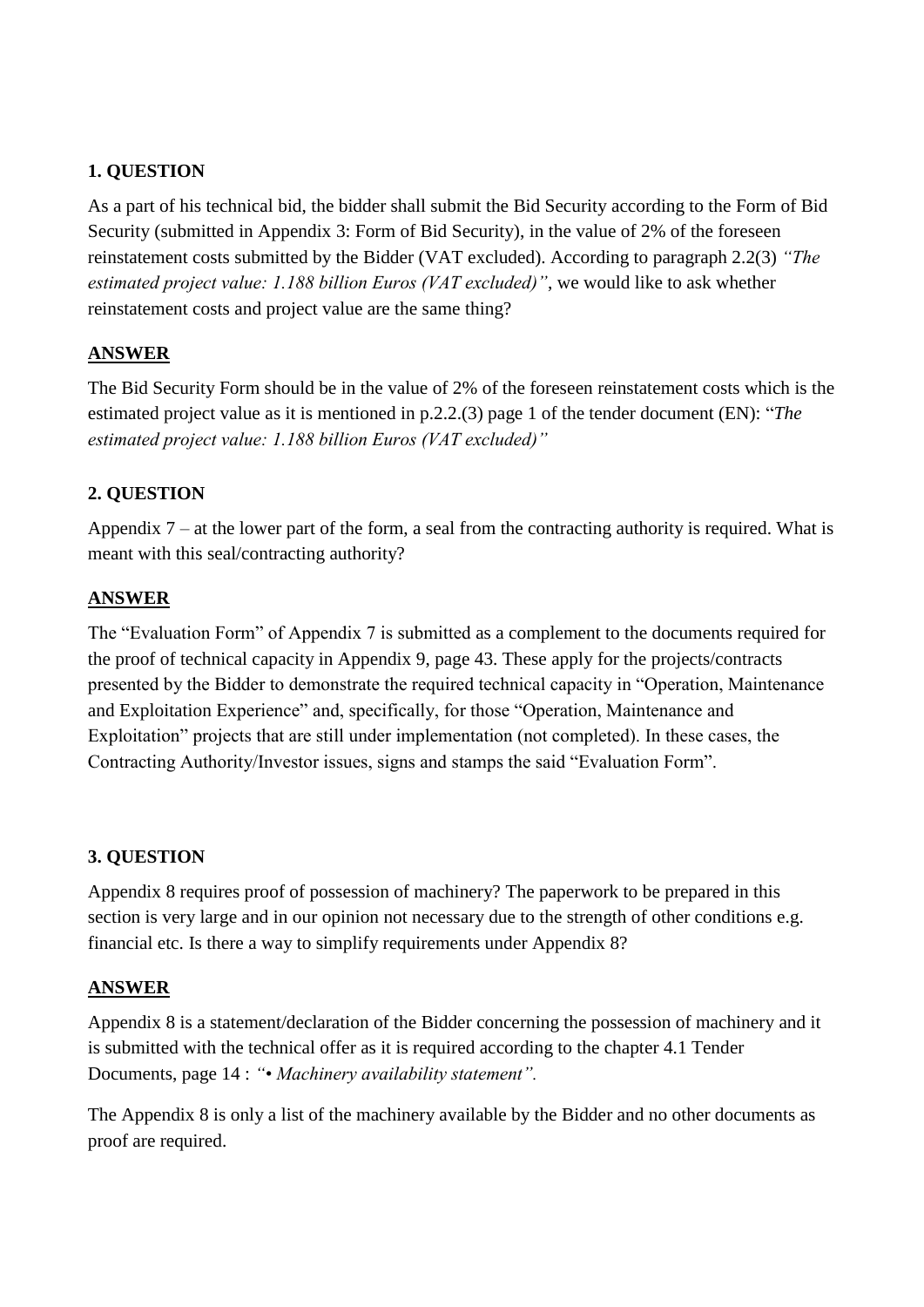**1. QUESTION**

As a part of his technical bid, the bidder shall submit the Bid Security according to the Form of Bid Security (submitted in Appendix 3: Form of Bid Security), in the value of 2% of the foreseen reinstatement costs submitted by the Bidder (VAT excluded). According to paragraph 2.2(3) *"The estimated project value: 1.188 billion Euros (VAT excluded)"*, we would like to ask whether reinstatement costs and project value are the same thing?

**ANSWER**

The Bid Security Form should be in the value of 2% of the foreseen reinstatement costs which is the estimated project value as it is mentioned in p.2.2.(3) page 1 of the tender document (EN): "*The estimated project value: 1.188 billion Euros (VAT excluded)"*

**2. QUESTION**

Appendix 7 – at the lower part of the form, a seal from the contracting authority is required. What is meant with this seal/contracting authority?

**ANSWER**

The "Evaluation Form" of Appendix 7 is submitted as a complement to the documents required for the proof of technical capacity in Appendix 9, page 43. These apply for the projects/contracts presented by the Bidder to demonstrate the required technical capacity in "Operation, Maintenance and Exploitation Experience" and, specifically, for those "Operation, Maintenance and Exploitation" projects that are still under implementation (not completed). In these cases, the Contracting Authority/Investor issues, signs and stamps the said "Evaluation Form".

**3. QUESTION**

Appendix 8 requires proof of possession of machinery? The paperwork to be prepared in this section is very large and in our opinion not necessary due to the strength of other conditions e.g. financial etc. Is there a way to simplify requirements under Appendix 8?

**ANSWER**

Appendix 8 is a statement/declaration of the Bidder concerning the possession of machinery and it is submitted with the technical offer as it is required according to the chapter 4.1 Tender Documents, page 14 : *"• Machinery availability statement".*

The Appendix 8 is only a list of the machinery available by the Bidder and no other documents as proof are required.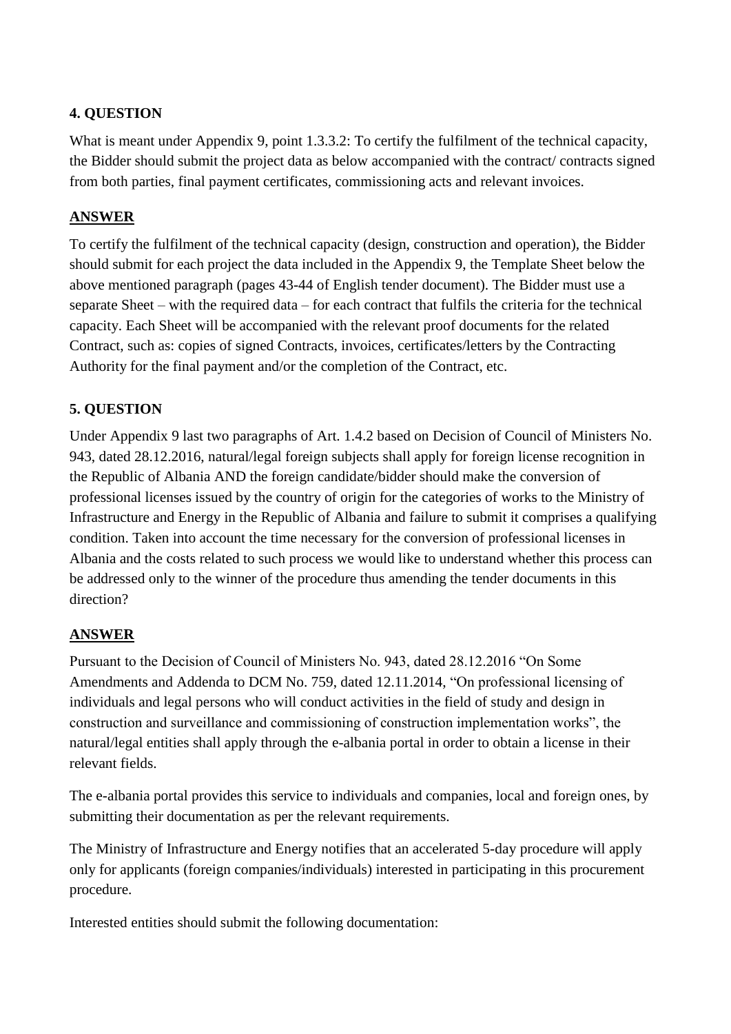### 4. QUESTION

What is meant under Appendix 9, point 1.3.3.2: To certify the fulfilment of the technical capacity, the Bidder should submit the project data as below accompanied with the contract/ contracts signed from both parties, final payment certificates, commissioning acts and relevant invoices.

**ANSWER**

To certify the fulfilment of the technical capacity (design, construction and operation), the Bidder should submit for each project the data included in the Appendix 9, the Template Sheet below the above mentioned paragraph (pages 43-44 of English tender document). The Bidder must use a separate Sheet – with the required data – for each contract that fulfils the criteria for the technical capacity. Each Sheet will be accompanied with the relevant proof documents for the related Contract, such as: copies of signed Contracts, invoices, certificates/letters by the Contracting Authority for the final payment and/or the completion of the Contract, etc.

### 5. QUESTION

Under Appendix 9 last two paragraphs of Art. 1.4.2 based on Decision of Council of Ministers No. 943, dated 28.12.2016, natural/legal foreign subjects shall apply for foreign license recognition in the Republic of Albania AND the foreign candidate/bidder should make the conversion of professional licenses issued by the country of origin for the categories of works to the Ministry of Infrastructure and Energy in the Republic of Albania and failure to submit it comprises a qualifying condition. Taken into account the time necessary for the conversion of professional licenses in Albania and the costs related to such process we would like to understand whether this process can be addressed only to the winner of the procedure thus amending the tender documents in this direction?

**ANSWER**

Pursuant to the Decision of Council of Ministers No. 943, dated 28.12.2016 "On Some Amendments and Addenda to DCM No. 759, dated 12.11.2014, "On professional licensing of individuals and legal persons who will conduct activities in the field of study and design in construction and surveillance and commissioning of construction implementation works", the natural/legal entities shall apply through the e-albania portal in order to obtain a license in their relevant fields.

The e-albania portal provides this service to individuals and companies, local and foreign ones, by submitting their documentation as per the relevant requirements.

The Ministry of Infrastructure and Energy notifies that an accelerated 5-day procedure will apply only for applicants (foreign companies/individuals) interested in participating in this procurement procedure.

Interested entities should submit the following documentation: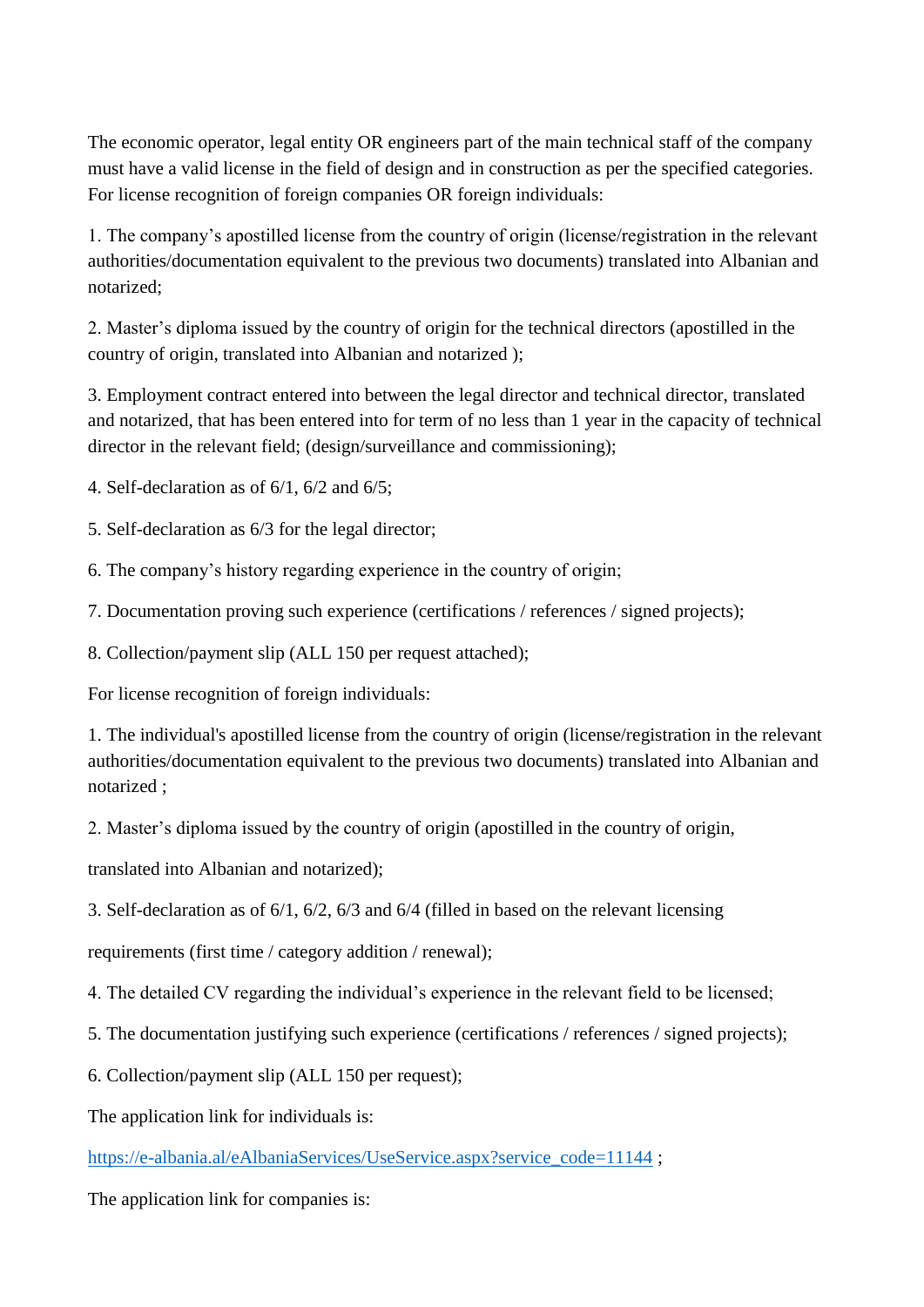The economic operator, legal entity OR engineers part of the main technical staff of the company must have a valid license in the field of design and in construction as per the specified categories. For license recognition of foreign companies OR foreign individuals:

1. The company's apostilled license from the country of origin (license/registration in the relevant authorities/documentation equivalent to the previous two documents) translated into Albanian and notarized;

2. Master's diploma issued by the country of origin for the technical directors (apostilled in the country of origin, translated into Albanian and notarized );

3. Employment contract entered into between the legal director and technical director, translated and notarized, that has been entered into for term of no less than 1 year in the capacity of technical director in the relevant field; (design/surveillance and commissioning);

4. Self-declaration as of 6/1, 6/2 and 6/5;

5. Self-declaration as 6/3 for the legal director;

6. The company's history regarding experience in the country of origin;

7. Documentation proving such experience (certifications / references / signed projects);

8. Collection/payment slip (ALL 150 per request attached);

For license recognition of foreign individuals:

1. The individual's apostilled license from the country of origin (license/registration in the relevant authorities/documentation equivalent to the previous two documents) translated into Albanian and notarized ;

2. Master's diploma issued by the country of origin (apostilled in the country of origin,

translated into Albanian and notarized);

3. Self-declaration as of 6/1, 6/2, 6/3 and 6/4 (filled in based on the relevant licensing

requirements (first time / category addition / renewal);

4. The detailed CV regarding the individual's experience in the relevant field to be licensed;

5. The documentation justifying such experience (certifications / references / signed projects);

6. Collection/payment slip (ALL 150 per request);

The application link for individuals is:

[https://e-albania.al/eAlbaniaServices/UseService.aspx?service_code=11144](https://e-albania.al/eAlbaniaServices/UseService.aspx?service_code=11144) ;

The application link for companies is: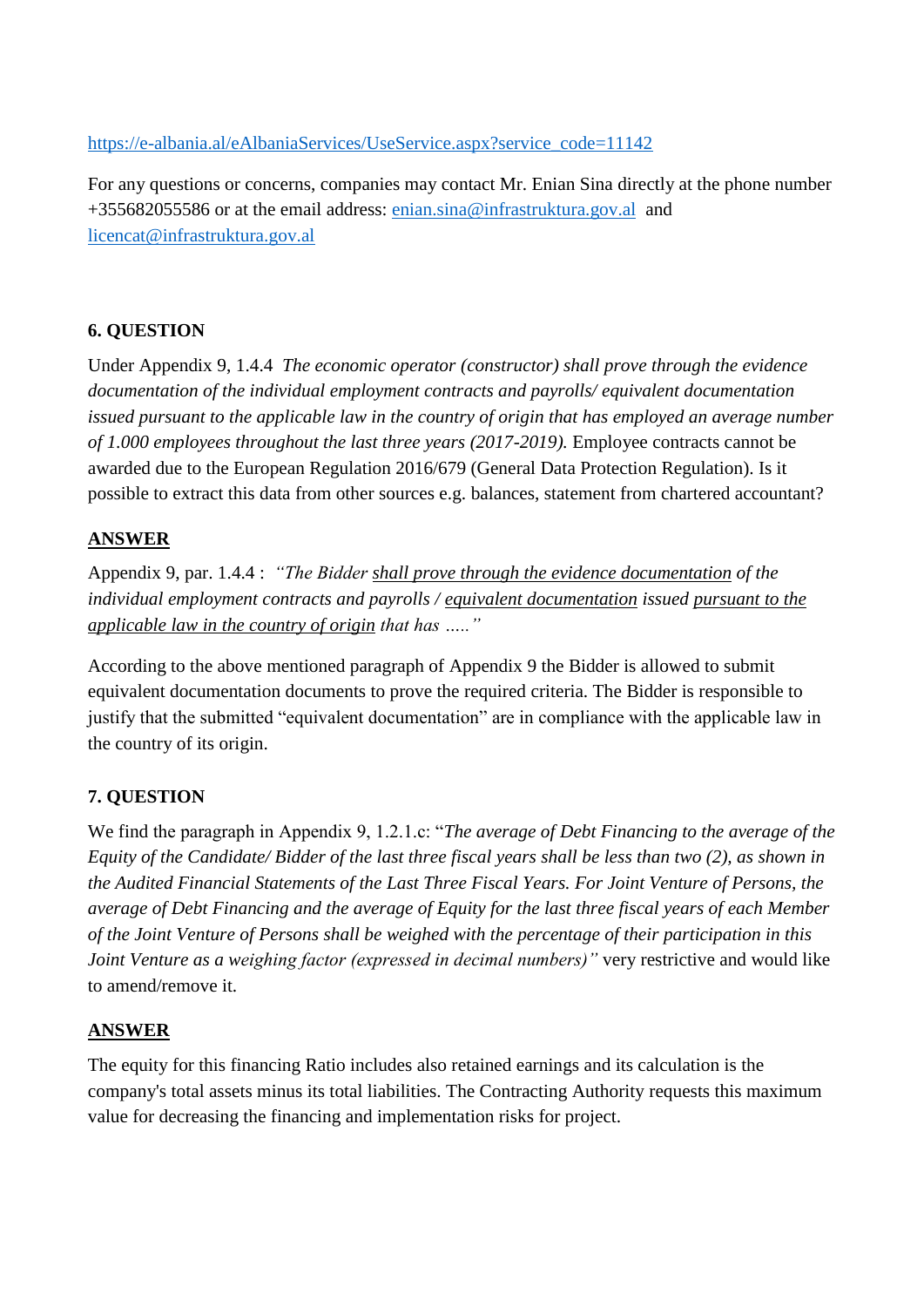https://e-albania.al/eAlbaniaServices/UseService.aspx?service_code=11142

For any questions or concerns, companies may contact Mr. Enian Sina directly at the phone number +355682055586 or at the email address: enian.sina@infrastruktura.gov.al and licencat@infrastruktura.gov.al

**6. QUESTION**

Under Appendix 9, 1.4.4 *The economic operator (constructor) shall prove through the evidence documentation of the individual employment contracts and payrolls/ equivalent documentation issued pursuant to the applicable law in the country of origin that has employed an average number of 1.000 employees throughout the last three years (2017-2019).* Employee contracts cannot be awarded due to the European Regulation 2016/679 (General Data Protection Regulation). Is it possible to extract this data from other sources e.g. balances, statement from chartered accountant?

**ANSWER**

Appendix 9, par. 1.4.4 : *"The Bidder shall prove through the evidence documentation of the individual employment contracts and payrolls / equivalent documentation issued pursuant to the applicable law in the country of origin that has ….."*

According to the above mentioned paragraph of Appendix 9 the Bidder is allowed to submit equivalent documentation documents to prove the required criteria. The Bidder is responsible to justify that the submitted "equivalent documentation" are in compliance with the applicable law in the country of its origin.

**7. QUESTION**

We find the paragraph in Appendix 9, 1.2.1.c: "*The average of Debt Financing to the average of the Equity of the Candidate/ Bidder of the last three fiscal years shall be less than two (2), as shown in the Audited Financial Statements of the Last Three Fiscal Years. For Joint Venture of Persons, the average of Debt Financing and the average of Equity for the last three fiscal years of each Member of the Joint Venture of Persons shall be weighed with the percentage of their participation in this Joint Venture as a weighing factor (expressed in decimal numbers)*" very restrictive and would like to amend/remove it.

**ANSWER**

The equity for this financing Ratio includes also retained earnings and its calculation is the company's total assets minus its total liabilities. The Contracting Authority requests this maximum value for decreasing the financing and implementation risks for project.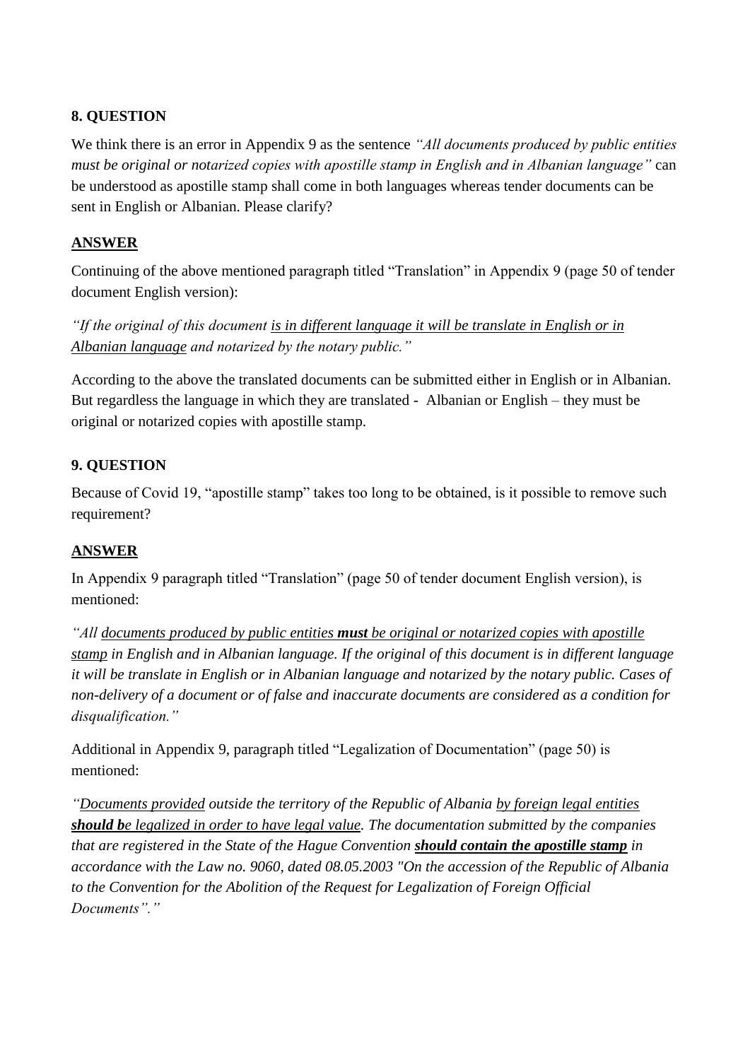### 8. QUESTION

We think there is an error in Appendix 9 as the sentence *"All documents produced by public entities must be original or notarized copies with apostille stamp in English and in Albanian language"* can be understood as apostille stamp shall come in both languages whereas tender documents can be sent in English or Albanian. Please clarify?

### ANSWER

Continuing of the above mentioned paragraph titled "Translation" in Appendix 9 (page 50 of tender document English version):

*"If the original of this document <u>is in different language it will be translate in English or in Albanian language</u> and notarized by the notary public."*

According to the above the translated documents can be submitted either in English or in Albanian. But regardless the language in which they are translated - Albanian or English – they must be original or notarized copies with apostille stamp.

### 9. QUESTION

Because of Covid 19, "apostille stamp" takes too long to be obtained, is it possible to remove such requirement?

### ANSWER

In Appendix 9 paragraph titled "Translation" (page 50 of tender document English version), is mentioned:

*"All <u>documents produced by public entities **must** be original or notarized copies with apostille stamp</u> in English and in Albanian language. If the original of this document is in different language it will be translate in English or in Albanian language and notarized by the notary public. Cases of non-delivery of a document or of false and inaccurate documents are considered as a condition for disqualification."*

Additional in Appendix 9, paragraph titled "Legalization of Documentation" (page 50) is mentioned:

*"<u>Documents provided</u> outside the territory of the Republic of Albania <u>by foreign legal entities</u> <u>**should b**e legalized in order to have legal value</u>. The documentation submitted by the companies that are registered in the State of the Hague Convention <u>**should contain the apostille stamp**</u> in accordance with the Law no. 9060, dated 08.05.2003 "On the accession of the Republic of Albania to the Convention for the Abolition of the Request for Legalization of Foreign Official Documents"."*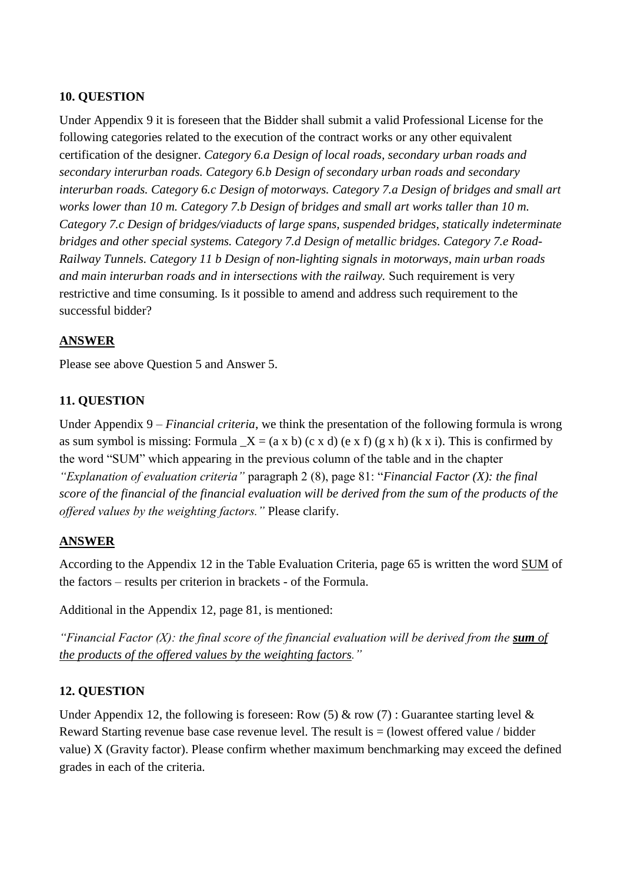**10. QUESTION**

Under Appendix 9 it is foreseen that the Bidder shall submit a valid Professional License for the following categories related to the execution of the contract works or any other equivalent certification of the designer. *Category 6.a Design of local roads, secondary urban roads and secondary interurban roads. Category 6.b Design of secondary urban roads and secondary interurban roads. Category 6.c Design of motorways. Category 7.a Design of bridges and small art works lower than 10 m. Category 7.b Design of bridges and small art works taller than 10 m. Category 7.c Design of bridges/viaducts of large spans, suspended bridges, statically indeterminate bridges and other special systems. Category 7.d Design of metallic bridges. Category 7.e Road-Railway Tunnels. Category 11 b Design of non-lighting signals in motorways, main urban roads and main interurban roads and in intersections with the railway.* Such requirement is very restrictive and time consuming. Is it possible to amend and address such requirement to the successful bidder?

**<u>ANSWER</u>**

Please see above Question 5 and Answer 5.

**11. QUESTION**

Under Appendix 9 – *Financial criteria*, we think the presentation of the following formula is wrong as sum symbol is missing: Formula _X = (a x b) (c x d) (e x f) (g x h) (k x i). This is confirmed by the word "SUM" which appearing in the previous column of the table and in the chapter *"Explanation of evaluation criteria"* paragraph 2 (8), page 81: "*Financial Factor (X): the final score of the financial of the financial evaluation will be derived from the sum of the products of the offered values by the weighting factors."* Please clarify.

**<u>ANSWER</u>**

According to the Appendix 12 in the Table Evaluation Criteria, page 65 is written the word <u>SUM</u> of the factors – results per criterion in brackets - of the Formula.

Additional in the Appendix 12, page 81, is mentioned:

*"Financial Factor (X): the final score of the financial evaluation will be derived from the **<u>sum</u>** <u>of the products of the offered values by the weighting factors</u>."*

**12. QUESTION**

Under Appendix 12, the following is foreseen: Row (5) & row (7) : Guarantee starting level & Reward Starting revenue base case revenue level. The result is = (lowest offered value / bidder value) X (Gravity factor). Please confirm whether maximum benchmarking may exceed the defined grades in each of the criteria.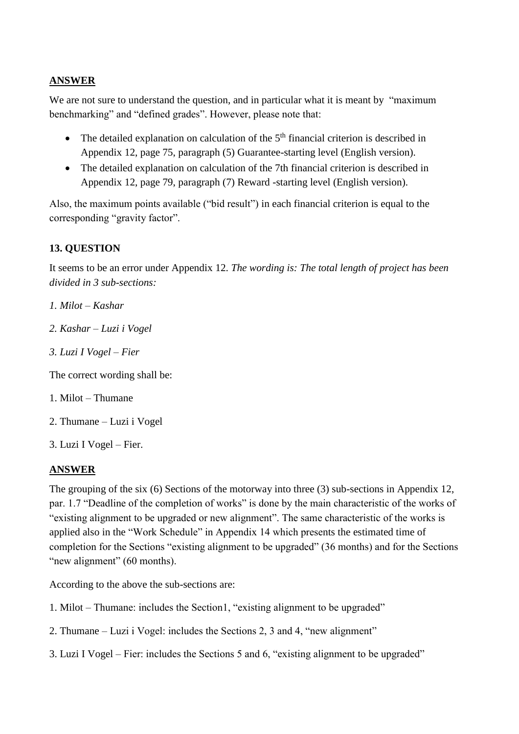**ANSWER**

We are not sure to understand the question, and in particular what it is meant by "maximum benchmarking" and "defined grades". However, please note that:

- The detailed explanation on calculation of the 5th financial criterion is described in Appendix 12, page 75, paragraph (5) Guarantee-starting level (English version).
- The detailed explanation on calculation of the 7th financial criterion is described in Appendix 12, page 79, paragraph (7) Reward -starting level (English version).

Also, the maximum points available ("bid result") in each financial criterion is equal to the corresponding "gravity factor".

**13. QUESTION**

It seems to be an error under Appendix 12. *The wording is: The total length of project has been divided in 3 sub-sections:*

*1. Milot – Kashar*

*2. Kashar – Luzi i Vogel*

*3. Luzi I Vogel – Fier*

The correct wording shall be:

1. Milot – Thumane

2. Thumane – Luzi i Vogel

3. Luzi I Vogel – Fier.

**ANSWER**

The grouping of the six (6) Sections of the motorway into three (3) sub-sections in Appendix 12, par. 1.7 "Deadline of the completion of works" is done by the main characteristic of the works of "existing alignment to be upgraded or new alignment". The same characteristic of the works is applied also in the "Work Schedule" in Appendix 14 which presents the estimated time of completion for the Sections "existing alignment to be upgraded" (36 months) and for the Sections "new alignment" (60 months).

According to the above the sub-sections are:

1. Milot – Thumane: includes the Section1, "existing alignment to be upgraded"

2. Thumane – Luzi i Vogel: includes the Sections 2, 3 and 4, "new alignment"

3. Luzi I Vogel – Fier: includes the Sections 5 and 6, "existing alignment to be upgraded"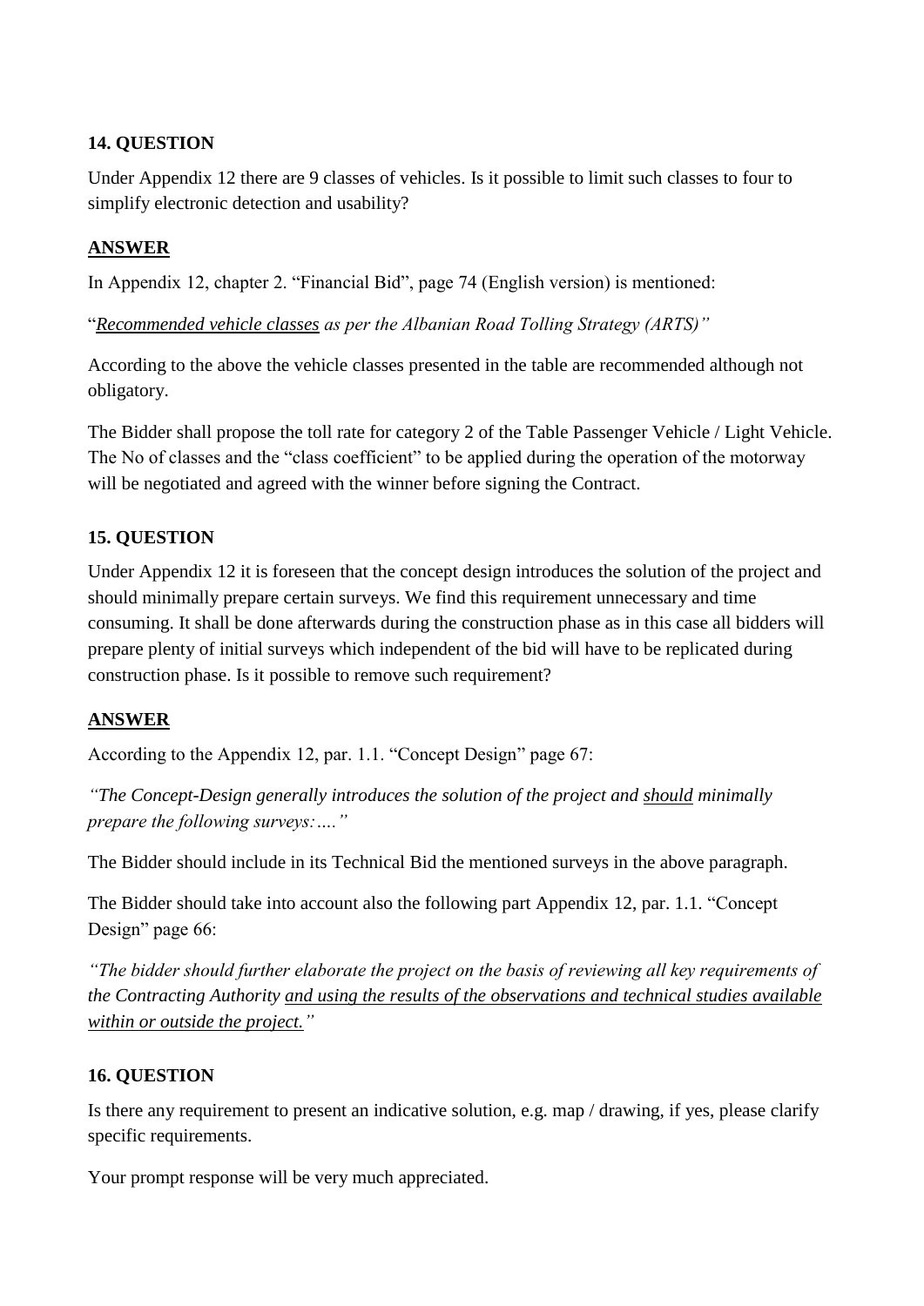**14. QUESTION**

Under Appendix 12 there are 9 classes of vehicles. Is it possible to limit such classes to four to simplify electronic detection and usability?

**ANSWER**

In Appendix 12, chapter 2. "Financial Bid", page 74 (English version) is mentioned:

"*Recommended vehicle classes as per the Albanian Road Tolling Strategy (ARTS)"*

According to the above the vehicle classes presented in the table are recommended although not obligatory.

The Bidder shall propose the toll rate for category 2 of the Table Passenger Vehicle / Light Vehicle. The No of classes and the "class coefficient" to be applied during the operation of the motorway will be negotiated and agreed with the winner before signing the Contract.

**15. QUESTION**

Under Appendix 12 it is foreseen that the concept design introduces the solution of the project and should minimally prepare certain surveys. We find this requirement unnecessary and time consuming. It shall be done afterwards during the construction phase as in this case all bidders will prepare plenty of initial surveys which independent of the bid will have to be replicated during construction phase. Is it possible to remove such requirement?

**ANSWER**

According to the Appendix 12, par. 1.1. "Concept Design" page 67:

*"The Concept-Design generally introduces the solution of the project and should minimally prepare the following surveys:…."*

The Bidder should include in its Technical Bid the mentioned surveys in the above paragraph.

The Bidder should take into account also the following part Appendix 12, par. 1.1. "Concept Design" page 66:

*"The bidder should further elaborate the project on the basis of reviewing all key requirements of the Contracting Authority and using the results of the observations and technical studies available within or outside the project."*

**16. QUESTION**

Is there any requirement to present an indicative solution, e.g. map / drawing, if yes, please clarify specific requirements.

Your prompt response will be very much appreciated.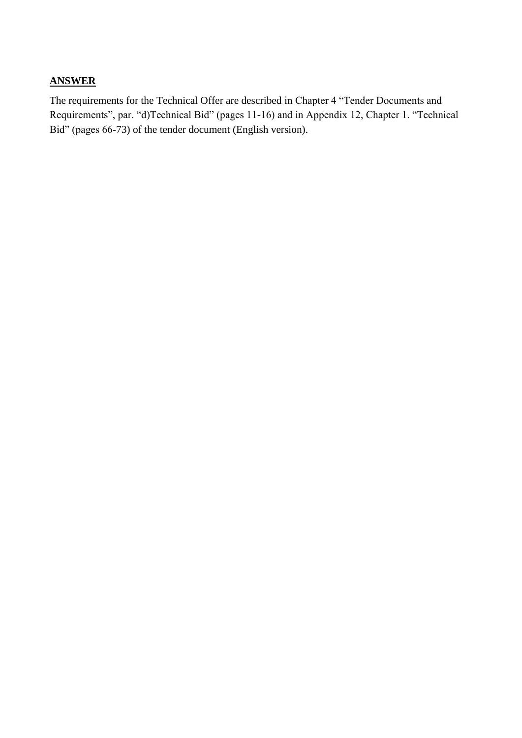**ANSWER**

The requirements for the Technical Offer are described in Chapter 4 "Tender Documents and Requirements", par. "d)Technical Bid" (pages 11-16) and in Appendix 12, Chapter 1. "Technical Bid" (pages 66-73) of the tender document (English version).